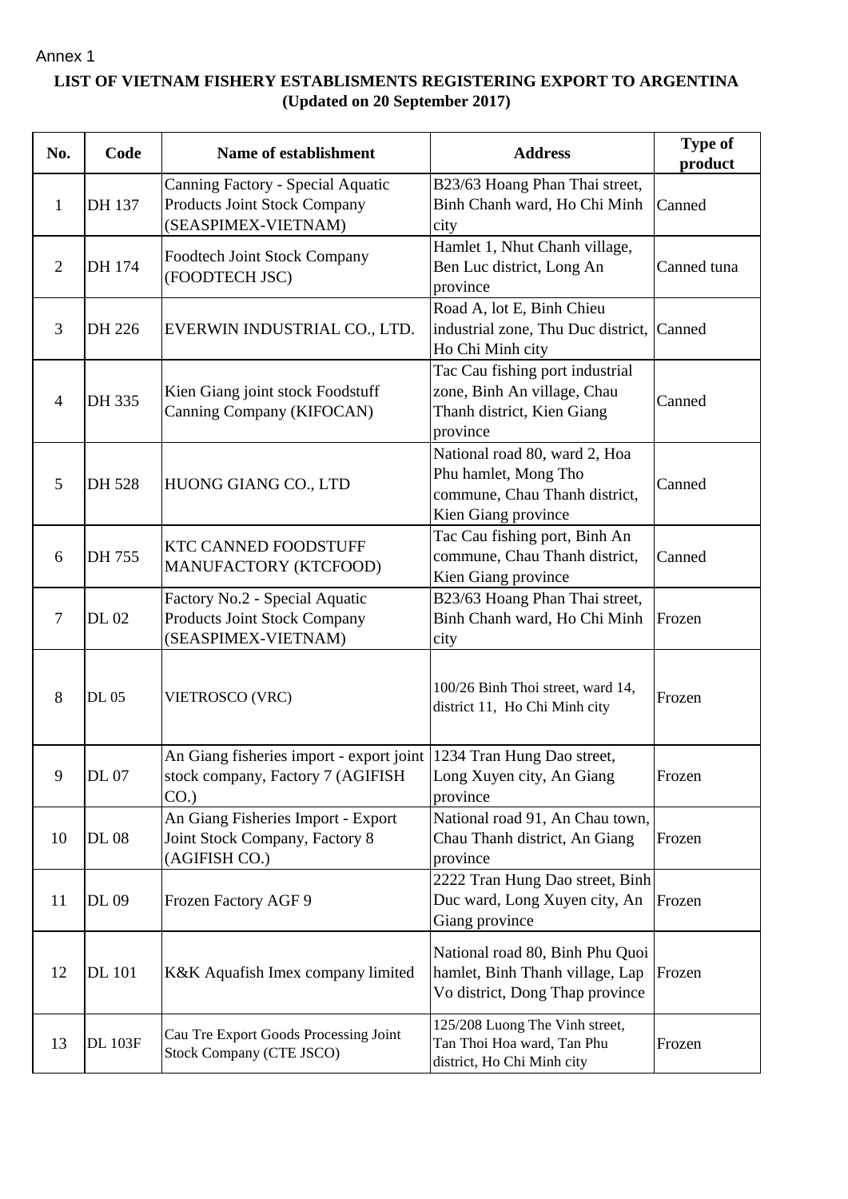Annex 1

**LIST OF VIETNAM FISHERY ESTABLISMENTS REGISTERING EXPORT TO ARGENTINA**
**(Updated on 20 September 2017)**

| No. | Code | Name of establishment | Address | Type of product |
|---|---|---|---|---|
| 1 | DH 137 | Canning Factory - Special Aquatic Products Joint Stock Company (SEASPIMEX-VIETNAM) | B23/63 Hoang Phan Thai street, Binh Chanh ward, Ho Chi Minh city | Canned |
| 2 | DH 174 | Foodtech Joint Stock Company (FOODTECH JSC) | Hamlet 1, Nhut Chanh village, Ben Luc district, Long An province | Canned tuna |
| 3 | DH 226 | EVERWIN INDUSTRIAL CO., LTD. | Road A, lot E, Binh Chieu industrial zone, Thu Duc district, Ho Chi Minh city | Canned |
| 4 | DH 335 | Kien Giang joint stock Foodstuff Canning Company (KIFOCAN) | Tac Cau fishing port industrial zone, Binh An village, Chau Thanh district, Kien Giang province | Canned |
| 5 | DH 528 | HUONG GIANG CO., LTD | National road 80, ward 2, Hoa Phu hamlet, Mong Tho commune, Chau Thanh district, Kien Giang province | Canned |
| 6 | DH 755 | KTC CANNED FOODSTUFF MANUFACTORY (KTCFOOD) | Tac Cau fishing port, Binh An commune, Chau Thanh district, Kien Giang province | Canned |
| 7 | DL 02 | Factory No.2 - Special Aquatic Products Joint Stock Company (SEASPIMEX-VIETNAM) | B23/63 Hoang Phan Thai street, Binh Chanh ward, Ho Chi Minh city | Frozen |
| 8 | DL 05 | VIETROSCO (VRC) | 100/26 Binh Thoi street, ward 14, district 11, Ho Chi Minh city | Frozen |
| 9 | DL 07 | An Giang fisheries import - export joint stock company, Factory 7 (AGIFISH CO.) | 1234 Tran Hung Dao street, Long Xuyen city, An Giang province | Frozen |
| 10 | DL 08 | An Giang Fisheries Import - Export Joint Stock Company, Factory 8 (AGIFISH CO.) | National road 91, An Chau town, Chau Thanh district, An Giang province | Frozen |
| 11 | DL 09 | Frozen Factory AGF 9 | 2222 Tran Hung Dao street, Binh Duc ward, Long Xuyen city, An Giang province | Frozen |
| 12 | DL 101 | K&K Aquafish Imex company limited | National road 80, Binh Phu Quoi hamlet, Binh Thanh village, Lap Vo district, Dong Thap province | Frozen |
| 13 | DL 103F | Cau Tre Export Goods Processing Joint Stock Company (CTE JSCO) | 125/208 Luong The Vinh street, Tan Thoi Hoa ward, Tan Phu district, Ho Chi Minh city | Frozen |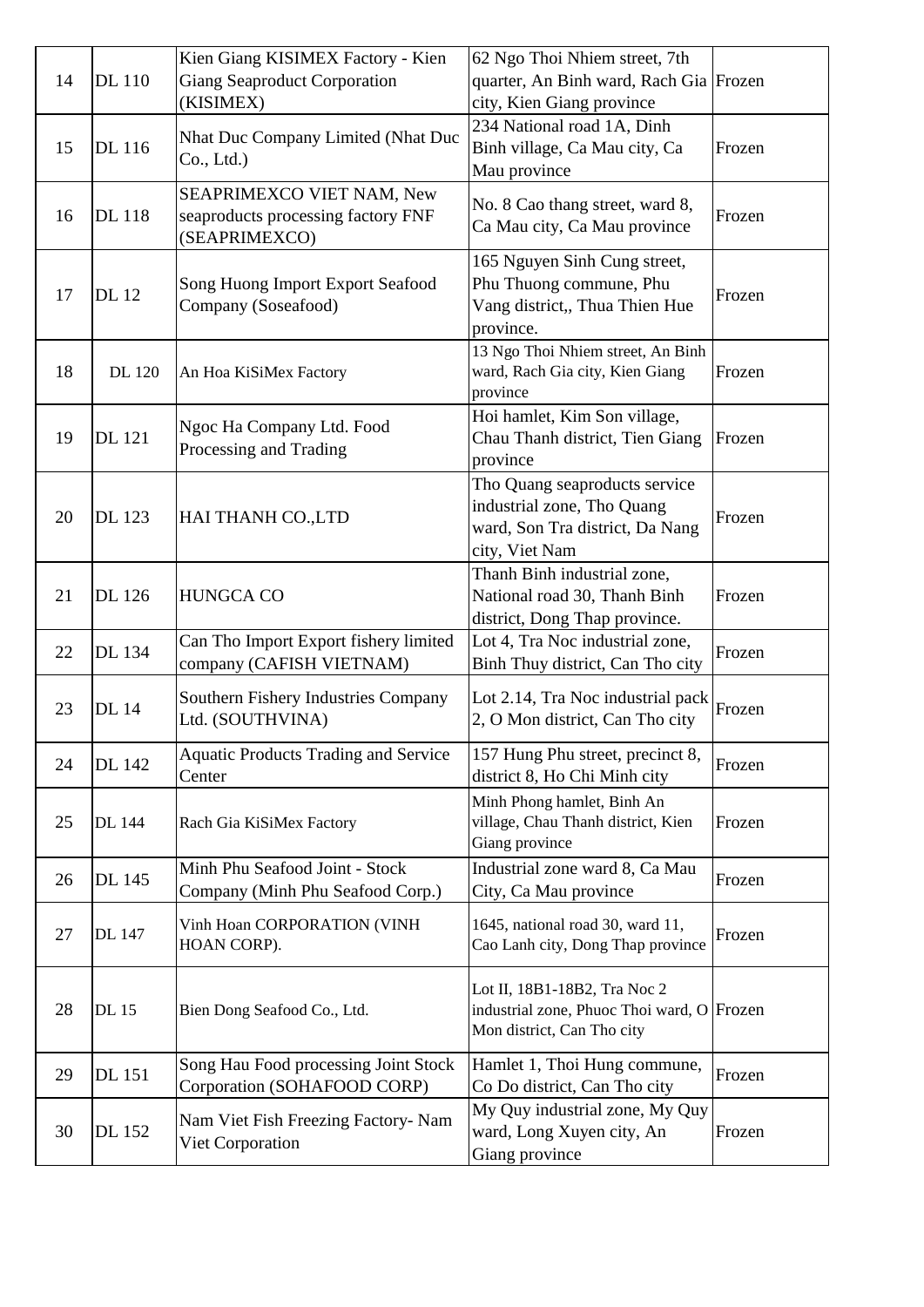| 14 | DL 110 | Kien Giang KISIMEX Factory - Kien Giang Seaproduct Corporation (KISIMEX) | 62 Ngo Thoi Nhiem street, 7th quarter, An Binh ward, Rach Gia city, Kien Giang province | Frozen |
|---|---|---|---|---|
| 15 | DL 116 | Nhat Duc Company Limited (Nhat Duc Co., Ltd.) | 234 National road 1A, Dinh Binh village, Ca Mau city, Ca Mau province | Frozen |
| 16 | DL 118 | SEAPRIMEXCO VIET NAM, New seaproducts processing factory FNF (SEAPRIMEXCO) | No. 8 Cao thang street, ward 8, Ca Mau city, Ca Mau province | Frozen |
| 17 | DL 12 | Song Huong Import Export Seafood Company (Soseafood) | 165 Nguyen Sinh Cung street, Phu Thuong commune, Phu Vang district,, Thua Thien Hue province. | Frozen |
| 18 | DL 120 | An Hoa KiSiMex Factory | 13 Ngo Thoi Nhiem street, An Binh ward, Rach Gia city, Kien Giang province | Frozen |
| 19 | DL 121 | Ngoc Ha Company Ltd. Food Processing and Trading | Hoi hamlet, Kim Son village, Chau Thanh district, Tien Giang province | Frozen |
| 20 | DL 123 | HAI THANH CO.,LTD | Tho Quang seaproducts service industrial zone, Tho Quang ward, Son Tra district, Da Nang city, Viet Nam | Frozen |
| 21 | DL 126 | HUNGCA CO | Thanh Binh industrial zone, National road 30, Thanh Binh district, Dong Thap province. | Frozen |
| 22 | DL 134 | Can Tho Import Export fishery limited company (CAFISH VIETNAM) | Lot 4, Tra Noc industrial zone, Binh Thuy district, Can Tho city | Frozen |
| 23 | DL 14 | Southern Fishery Industries Company Ltd. (SOUTHVINA) | Lot 2.14, Tra Noc industrial pack 2, O Mon district, Can Tho city | Frozen |
| 24 | DL 142 | Aquatic Products Trading and Service Center | 157 Hung Phu street, precinct 8, district 8, Ho Chi Minh city | Frozen |
| 25 | DL 144 | Rach Gia KiSiMex Factory | Minh Phong hamlet, Binh An village, Chau Thanh district, Kien Giang province | Frozen |
| 26 | DL 145 | Minh Phu Seafood Joint - Stock Company (Minh Phu Seafood Corp.) | Industrial zone ward 8, Ca Mau City, Ca Mau province | Frozen |
| 27 | DL 147 | Vinh Hoan CORPORATION (VINH HOAN CORP). | 1645, national road 30, ward 11, Cao Lanh city, Dong Thap province | Frozen |
| 28 | DL 15 | Bien Dong Seafood Co., Ltd. | Lot II, 18B1-18B2, Tra Noc 2 industrial zone, Phuoc Thoi ward, O Mon district, Can Tho city | Frozen |
| 29 | DL 151 | Song Hau Food processing Joint Stock Corporation (SOHAFOOD CORP) | Hamlet 1, Thoi Hung commune, Co Do district, Can Tho city | Frozen |
| 30 | DL 152 | Nam Viet Fish Freezing Factory- Nam Viet Corporation | My Quy industrial zone, My Quy ward, Long Xuyen city, An Giang province | Frozen |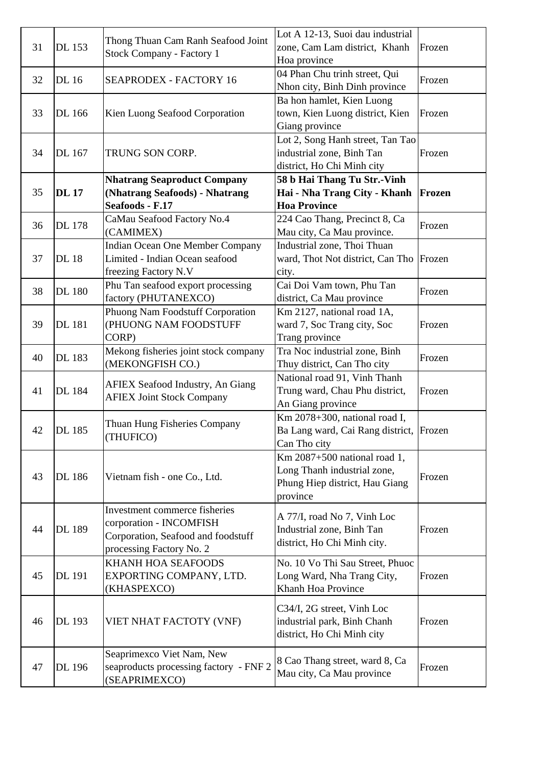| 31 | DL 153 | Thong Thuan Cam Ranh Seafood Joint Stock Company - Factory 1 | Lot A 12-13, Suoi dau industrial zone, Cam Lam district, Khanh Hoa province | Frozen |
|---|---|---|---|---|
| 32 | DL 16 | SEAPRODEX - FACTORY 16 | 04 Phan Chu trinh street, Qui Nhon city, Binh Dinh province | Frozen |
| 33 | DL 166 | Kien Luong Seafood Corporation | Ba hon hamlet, Kien Luong town, Kien Luong district, Kien Giang province | Frozen |
| 34 | DL 167 | TRUNG SON CORP. | Lot 2, Song Hanh street, Tan Tao industrial zone, Binh Tan district, Ho Chi Minh city | Frozen |
| 35 | **DL 17** | **Nhatrang Seaproduct Company (Nhatrang Seafoods) - Nhatrang Seafoods - F.17** | **58 b Hai Thang Tu Str.-Vinh Hai - Nha Trang City - Khanh Hoa Province** | **Frozen** |
| 36 | DL 178 | CaMau Seafood Factory No.4 (CAMIMEX) | 224 Cao Thang, Precinct 8, Ca Mau city, Ca Mau province. | Frozen |
| 37 | DL 18 | Indian Ocean One Member Company Limited - Indian Ocean seafood freezing Factory N.V | Industrial zone, Thoi Thuan ward, Thot Not district, Can Tho city. | Frozen |
| 38 | DL 180 | Phu Tan seafood export processing factory (PHUTANEXCO) | Cai Doi Vam town, Phu Tan district, Ca Mau province | Frozen |
| 39 | DL 181 | Phuong Nam Foodstuff Corporation (PHUONG NAM FOODSTUFF CORP) | Km 2127, national road 1A, ward 7, Soc Trang city, Soc Trang province | Frozen |
| 40 | DL 183 | Mekong fisheries joint stock company (MEKONGFISH CO.) | Tra Noc industrial zone, Binh Thuy district, Can Tho city | Frozen |
| 41 | DL 184 | AFIEX Seafood Industry, An Giang AFIEX Joint Stock Company | National road 91, Vinh Thanh Trung ward, Chau Phu district, An Giang province | Frozen |
| 42 | DL 185 | Thuan Hung Fisheries Company (THUFICO) | Km 2078+300, national road I, Ba Lang ward, Cai Rang district, Can Tho city | Frozen |
| 43 | DL 186 | Vietnam fish - one Co., Ltd. | Km 2087+500 national road 1, Long Thanh industrial zone, Phung Hiep district, Hau Giang province | Frozen |
| 44 | DL 189 | Investment commerce fisheries corporation - INCOMFISH Corporation, Seafood and foodstuff processing Factory No. 2 | A 77/I, road No 7, Vinh Loc Industrial zone, Binh Tan district, Ho Chi Minh city. | Frozen |
| 45 | DL 191 | KHANH HOA SEAFOODS EXPORTING COMPANY, LTD. (KHASPEXCO) | No. 10 Vo Thi Sau Street, Phuoc Long Ward, Nha Trang City, Khanh Hoa Province | Frozen |
| 46 | DL 193 | VIET NHAT FACTOTY (VNF) | C34/I, 2G street, Vinh Loc industrial park, Binh Chanh district, Ho Chi Minh city | Frozen |
| 47 | DL 196 | Seaprimexco Viet Nam, New seaproducts processing factory - FNF 2 (SEAPRIMEXCO) | 8 Cao Thang street, ward 8, Ca Mau city, Ca Mau province | Frozen |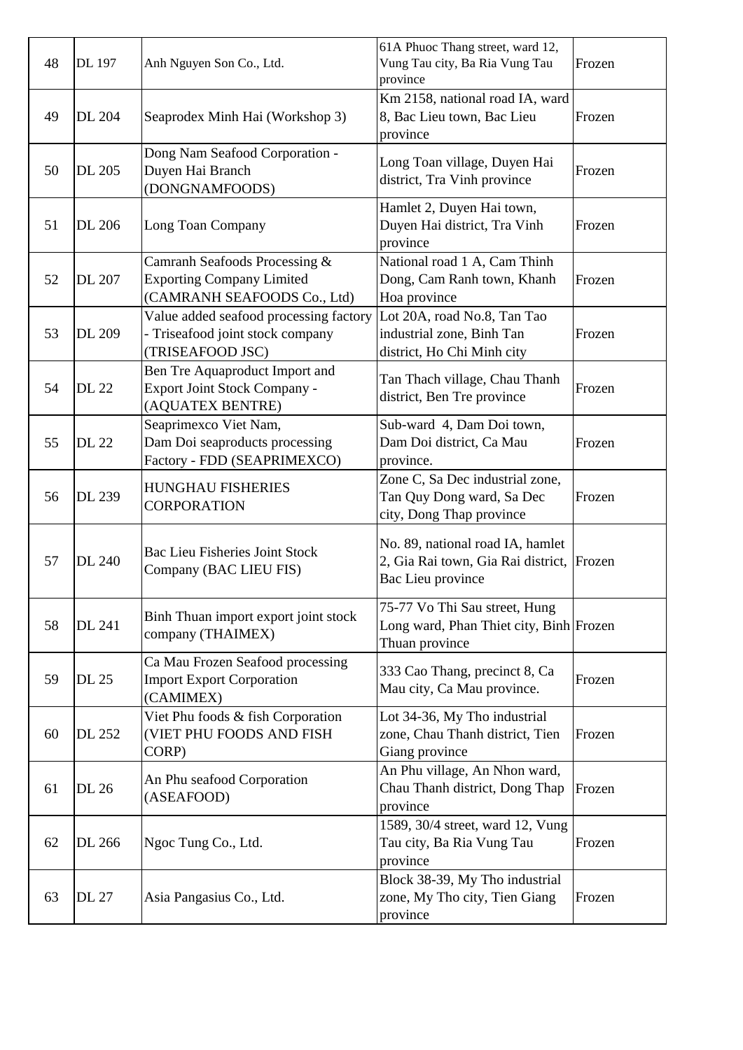| | | | | |
|---|---|---|---|---|
| 48 | DL 197 | Anh Nguyen Son Co., Ltd. | 61A Phuoc Thang street, ward 12, Vung Tau city, Ba Ria Vung Tau province | Frozen |
| 49 | DL 204 | Seaprodex Minh Hai (Workshop 3) | Km 2158, national road IA, ward 8, Bac Lieu town, Bac Lieu province | Frozen |
| 50 | DL 205 | Dong Nam Seafood Corporation - Duyen Hai Branch (DONGNAMFOODS) | Long Toan village, Duyen Hai district, Tra Vinh province | Frozen |
| 51 | DL 206 | Long Toan Company | Hamlet 2, Duyen Hai town, Duyen Hai district, Tra Vinh province | Frozen |
| 52 | DL 207 | Camranh Seafoods Processing & Exporting Company Limited (CAMRANH SEAFOODS Co., Ltd) | National road 1 A, Cam Thinh Dong, Cam Ranh town, Khanh Hoa province | Frozen |
| 53 | DL 209 | Value added seafood processing factory - Triseafood joint stock company (TRISEAFOOD JSC) | Lot 20A, road No.8, Tan Tao industrial zone, Binh Tan district, Ho Chi Minh city | Frozen |
| 54 | DL 22 | Ben Tre Aquaproduct Import and Export Joint Stock Company - (AQUATEX BENTRE) | Tan Thach village, Chau Thanh district, Ben Tre province | Frozen |
| 55 | DL 22 | Seaprimexco Viet Nam, Dam Doi seaproducts processing Factory - FDD (SEAPRIMEXCO) | Sub-ward 4, Dam Doi town, Dam Doi district, Ca Mau province. | Frozen |
| 56 | DL 239 | HUNGHAU FISHERIES CORPORATION | Zone C, Sa Dec industrial zone, Tan Quy Dong ward, Sa Dec city, Dong Thap province | Frozen |
| 57 | DL 240 | Bac Lieu Fisheries Joint Stock Company (BAC LIEU FIS) | No. 89, national road IA, hamlet 2, Gia Rai town, Gia Rai district, Bac Lieu province | Frozen |
| 58 | DL 241 | Binh Thuan import export joint stock company (THAIMEX) | 75-77 Vo Thi Sau street, Hung Long ward, Phan Thiet city, Binh Thuan province | Frozen |
| 59 | DL 25 | Ca Mau Frozen Seafood processing Import Export Corporation (CAMIMEX) | 333 Cao Thang, precinct 8, Ca Mau city, Ca Mau province. | Frozen |
| 60 | DL 252 | Viet Phu foods & fish Corporation (VIET PHU FOODS AND FISH CORP) | Lot 34-36, My Tho industrial zone, Chau Thanh district, Tien Giang province | Frozen |
| 61 | DL 26 | An Phu seafood Corporation (ASEAFOOD) | An Phu village, An Nhon ward, Chau Thanh district, Dong Thap province | Frozen |
| 62 | DL 266 | Ngoc Tung Co., Ltd. | 1589, 30/4 street, ward 12, Vung Tau city, Ba Ria Vung Tau province | Frozen |
| 63 | DL 27 | Asia Pangasius Co., Ltd. | Block 38-39, My Tho industrial zone, My Tho city, Tien Giang province | Frozen |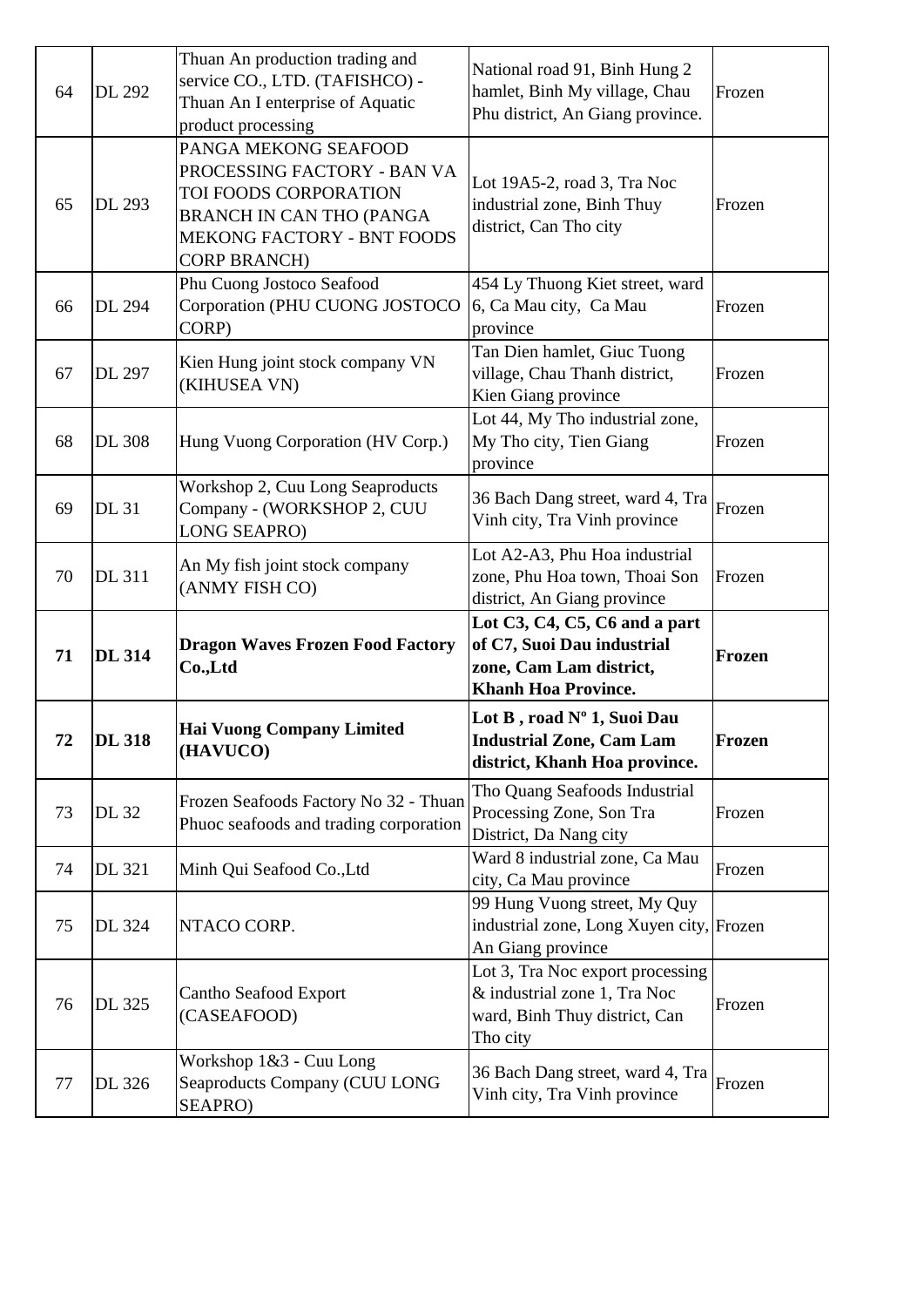| | | | | |
|---|---|---|---|---|
| 64 | DL 292 | Thuan An production trading and service CO., LTD. (TAFISHCO) - Thuan An I enterprise of Aquatic product processing | National road 91, Binh Hung 2 hamlet, Binh My village, Chau Phu district, An Giang province. | Frozen |
| 65 | DL 293 | PANGA MEKONG SEAFOOD PROCESSING FACTORY - BAN VA TOI FOODS CORPORATION BRANCH IN CAN THO (PANGA MEKONG FACTORY - BNT FOODS CORP BRANCH) | Lot 19A5-2, road 3, Tra Noc industrial zone, Binh Thuy district, Can Tho city | Frozen |
| 66 | DL 294 | Phu Cuong Jostoco Seafood Corporation (PHU CUONG JOSTOCO CORP) | 454 Ly Thuong Kiet street, ward 6, Ca Mau city, Ca Mau province | Frozen |
| 67 | DL 297 | Kien Hung joint stock company VN (KIHUSEA VN) | Tan Dien hamlet, Giuc Tuong village, Chau Thanh district, Kien Giang province | Frozen |
| 68 | DL 308 | Hung Vuong Corporation (HV Corp.) | Lot 44, My Tho industrial zone, My Tho city, Tien Giang province | Frozen |
| 69 | DL 31 | Workshop 2, Cuu Long Seaproducts Company - (WORKSHOP 2, CUU LONG SEAPRO) | 36 Bach Dang street, ward 4, Tra Vinh city, Tra Vinh province | Frozen |
| 70 | DL 311 | An My fish joint stock company (ANMY FISH CO) | Lot A2-A3, Phu Hoa industrial zone, Phu Hoa town, Thoai Son district, An Giang province | Frozen |
| **71** | **DL 314** | **Dragon Waves Frozen Food Factory Co.,Ltd** | **Lot C3, C4, C5, C6 and a part of C7, Suoi Dau industrial zone, Cam Lam district, Khanh Hoa Province.** | **Frozen** |
| **72** | **DL 318** | **Hai Vuong Company Limited (HAVUCO)** | **Lot B , road Nº 1, Suoi Dau Industrial Zone, Cam Lam district, Khanh Hoa province.** | **Frozen** |
| 73 | DL 32 | Frozen Seafoods Factory No 32 - Thuan Phuoc seafoods and trading corporation | Tho Quang Seafoods Industrial Processing Zone, Son Tra District, Da Nang city | Frozen |
| 74 | DL 321 | Minh Qui Seafood Co.,Ltd | Ward 8 industrial zone, Ca Mau city, Ca Mau province | Frozen |
| 75 | DL 324 | NTACO CORP. | 99 Hung Vuong street, My Quy industrial zone, Long Xuyen city, An Giang province | Frozen |
| 76 | DL 325 | Cantho Seafood Export (CASEAFOOD) | Lot 3, Tra Noc export processing & industrial zone 1, Tra Noc ward, Binh Thuy district, Can Tho city | Frozen |
| 77 | DL 326 | Workshop 1&3 - Cuu Long Seaproducts Company (CUU LONG SEAPRO) | 36 Bach Dang street, ward 4, Tra Vinh city, Tra Vinh province | Frozen |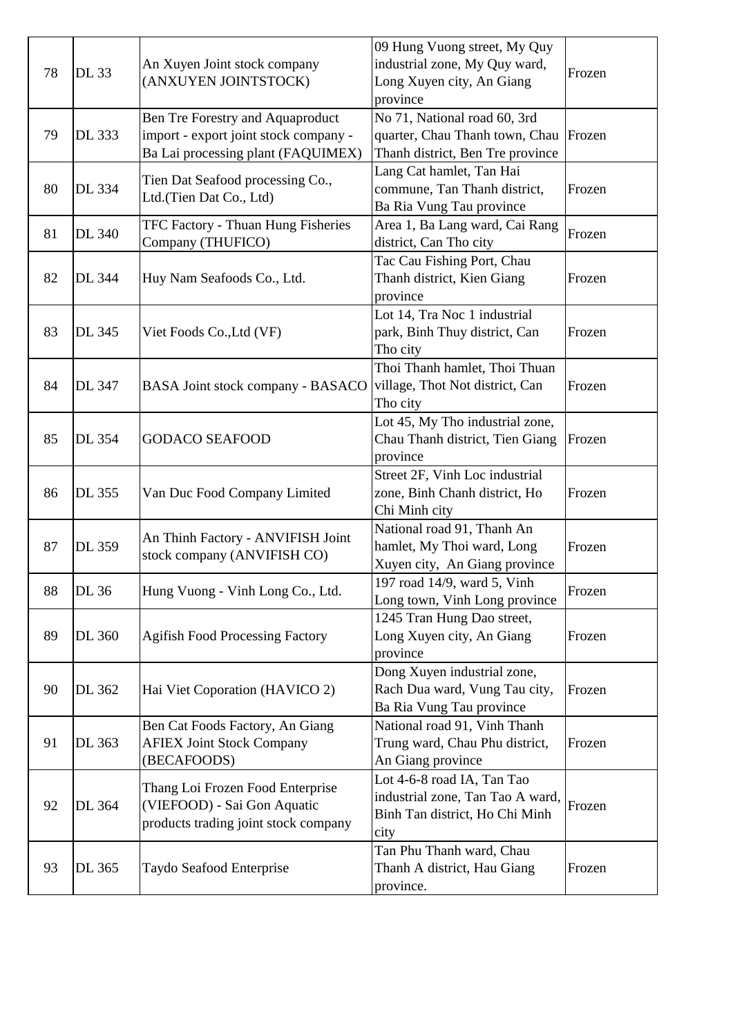| 78 | DL 33 | An Xuyen Joint stock company (ANXUYEN JOINTSTOCK) | 09 Hung Vuong street, My Quy industrial zone, My Quy ward, Long Xuyen city, An Giang province | Frozen |
|---|---|---|---|---|
| 79 | DL 333 | Ben Tre Forestry and Aquaproduct import - export joint stock company - Ba Lai processing plant (FAQUIMEX) | No 71, National road 60, 3rd quarter, Chau Thanh town, Chau Thanh district, Ben Tre province | Frozen |
| 80 | DL 334 | Tien Dat Seafood processing Co., Ltd.(Tien Dat Co., Ltd) | Lang Cat hamlet, Tan Hai commune, Tan Thanh district, Ba Ria Vung Tau province | Frozen |
| 81 | DL 340 | TFC Factory - Thuan Hung Fisheries Company (THUFICO) | Area 1, Ba Lang ward, Cai Rang district, Can Tho city | Frozen |
| 82 | DL 344 | Huy Nam Seafoods Co., Ltd. | Tac Cau Fishing Port, Chau Thanh district, Kien Giang province | Frozen |
| 83 | DL 345 | Viet Foods Co.,Ltd (VF) | Lot 14, Tra Noc 1 industrial park, Binh Thuy district, Can Tho city | Frozen |
| 84 | DL 347 | BASA Joint stock company - BASACO | Thoi Thanh hamlet, Thoi Thuan village, Thot Not district, Can Tho city | Frozen |
| 85 | DL 354 | GODACO SEAFOOD | Lot 45, My Tho industrial zone, Chau Thanh district, Tien Giang province | Frozen |
| 86 | DL 355 | Van Duc Food Company Limited | Street 2F, Vinh Loc industrial zone, Binh Chanh district, Ho Chi Minh city | Frozen |
| 87 | DL 359 | An Thinh Factory - ANVIFISH Joint stock company (ANVIFISH CO) | National road 91, Thanh An hamlet, My Thoi ward, Long Xuyen city, An Giang province | Frozen |
| 88 | DL 36 | Hung Vuong - Vinh Long Co., Ltd. | 197 road 14/9, ward 5, Vinh Long town, Vinh Long province | Frozen |
| 89 | DL 360 | Agifish Food Processing Factory | 1245 Tran Hung Dao street, Long Xuyen city, An Giang province | Frozen |
| 90 | DL 362 | Hai Viet Coporation (HAVICO 2) | Dong Xuyen industrial zone, Rach Dua ward, Vung Tau city, Ba Ria Vung Tau province | Frozen |
| 91 | DL 363 | Ben Cat Foods Factory, An Giang AFIEX Joint Stock Company (BECAFOODS) | National road 91, Vinh Thanh Trung ward, Chau Phu district, An Giang province | Frozen |
| 92 | DL 364 | Thang Loi Frozen Food Enterprise (VIEFOOD) - Sai Gon Aquatic products trading joint stock company | Lot 4-6-8 road IA, Tan Tao industrial zone, Tan Tao A ward, Binh Tan district, Ho Chi Minh city | Frozen |
| 93 | DL 365 | Taydo Seafood Enterprise | Tan Phu Thanh ward, Chau Thanh A district, Hau Giang province. | Frozen |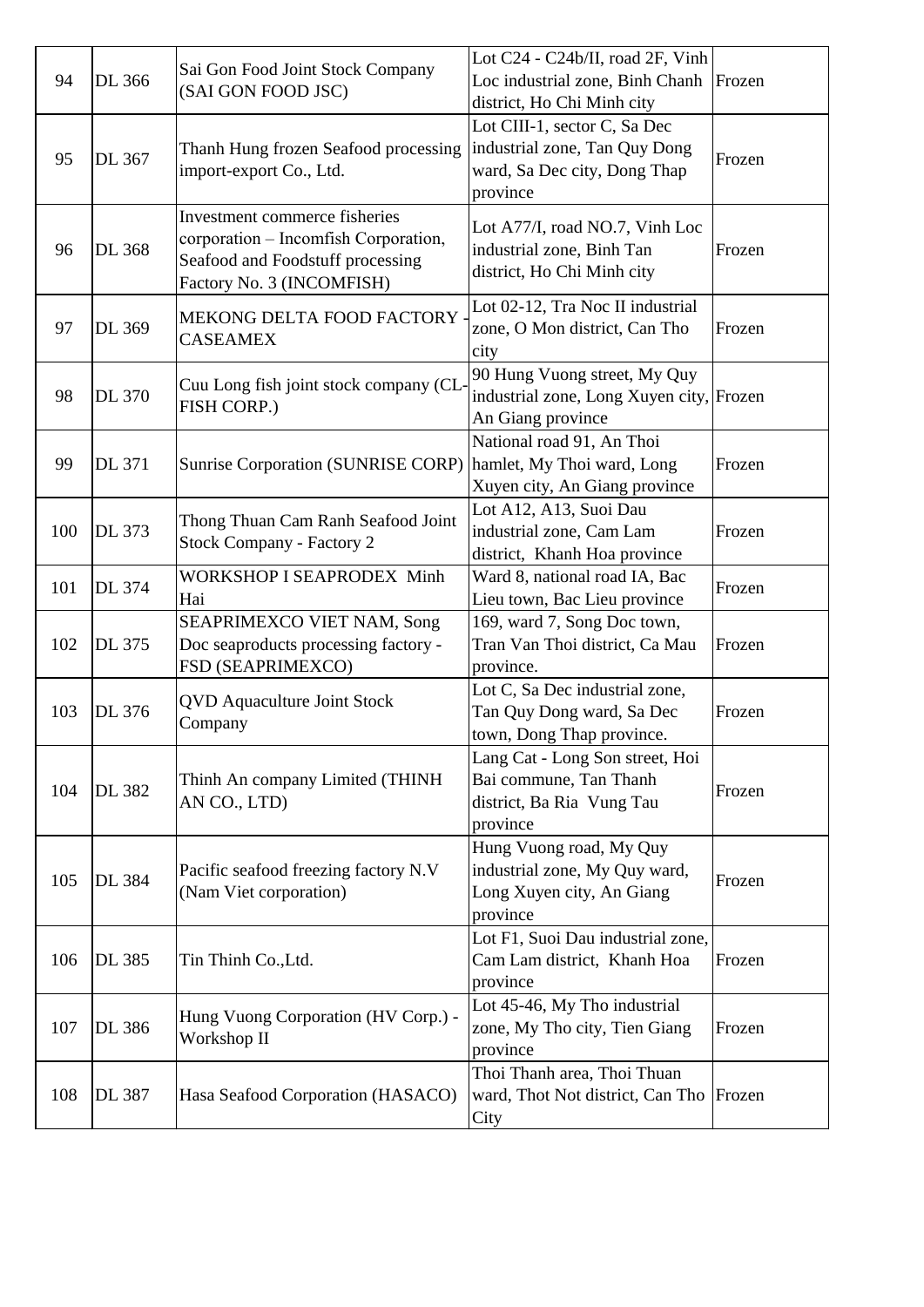| 94 | DL 366 | Sai Gon Food Joint Stock Company (SAI GON FOOD JSC) | Lot C24 - C24b/II, road 2F, Vinh Loc industrial zone, Binh Chanh district, Ho Chi Minh city | Frozen |
|---|---|---|---|---|
| 95 | DL 367 | Thanh Hung frozen Seafood processing import-export Co., Ltd. | Lot CIII-1, sector C, Sa Dec industrial zone, Tan Quy Dong ward, Sa Dec city, Dong Thap province | Frozen |
| 96 | DL 368 | Investment commerce fisheries corporation – Incomfish Corporation, Seafood and Foodstuff processing Factory No. 3 (INCOMFISH) | Lot A77/I, road NO.7, Vinh Loc industrial zone, Binh Tan district, Ho Chi Minh city | Frozen |
| 97 | DL 369 | MEKONG DELTA FOOD FACTORY - CASEAMEX | Lot 02-12, Tra Noc II industrial zone, O Mon district, Can Tho city | Frozen |
| 98 | DL 370 | Cuu Long fish joint stock company (CL-FISH CORP.) | 90 Hung Vuong street, My Quy industrial zone, Long Xuyen city, An Giang province | Frozen |
| 99 | DL 371 | Sunrise Corporation (SUNRISE CORP) | National road 91, An Thoi hamlet, My Thoi ward, Long Xuyen city, An Giang province | Frozen |
| 100 | DL 373 | Thong Thuan Cam Ranh Seafood Joint Stock Company - Factory 2 | Lot A12, A13, Suoi Dau industrial zone, Cam Lam district, Khanh Hoa province | Frozen |
| 101 | DL 374 | WORKSHOP I SEAPRODEX Minh Hai | Ward 8, national road IA, Bac Lieu town, Bac Lieu province | Frozen |
| 102 | DL 375 | SEAPRIMEXCO VIET NAM, Song Doc seaproducts processing factory - FSD (SEAPRIMEXCO) | 169, ward 7, Song Doc town, Tran Van Thoi district, Ca Mau province. | Frozen |
| 103 | DL 376 | QVD Aquaculture Joint Stock Company | Lot C, Sa Dec industrial zone, Tan Quy Dong ward, Sa Dec town, Dong Thap province. | Frozen |
| 104 | DL 382 | Thinh An company Limited (THINH AN CO., LTD) | Lang Cat - Long Son street, Hoi Bai commune, Tan Thanh district, Ba Ria Vung Tau province | Frozen |
| 105 | DL 384 | Pacific seafood freezing factory N.V (Nam Viet corporation) | Hung Vuong road, My Quy industrial zone, My Quy ward, Long Xuyen city, An Giang province | Frozen |
| 106 | DL 385 | Tin Thinh Co.,Ltd. | Lot F1, Suoi Dau industrial zone, Cam Lam district, Khanh Hoa province | Frozen |
| 107 | DL 386 | Hung Vuong Corporation (HV Corp.) - Workshop II | Lot 45-46, My Tho industrial zone, My Tho city, Tien Giang province | Frozen |
| 108 | DL 387 | Hasa Seafood Corporation (HASACO) | Thoi Thanh area, Thoi Thuan ward, Thot Not district, Can Tho City | Frozen |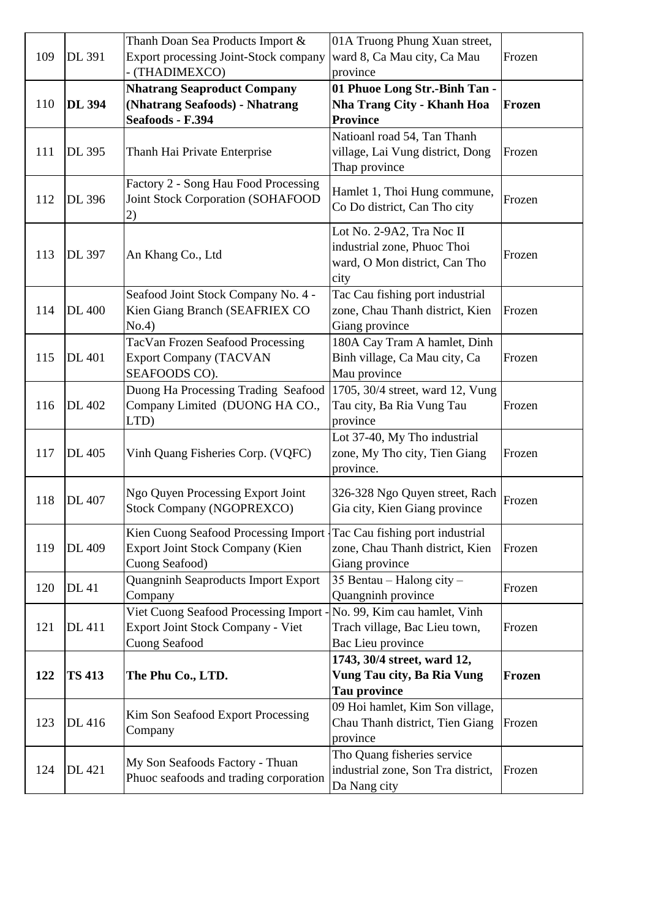| 109 | DL 391 | Thanh Doan Sea Products Import & Export processing Joint-Stock company - (THADIMEXCO) | 01A Truong Phung Xuan street, ward 8, Ca Mau city, Ca Mau province | Frozen |
|---|---|---|---|---|
| **110** | **DL 394** | **Nhatrang Seaproduct Company (Nhatrang Seafoods) - Nhatrang Seafoods - F.394** | **01 Phuoe Long Str.-Binh Tan - Nha Trang City - Khanh Hoa Province** | **Frozen** |
| 111 | DL 395 | Thanh Hai Private Enterprise | Natioanl road 54, Tan Thanh village, Lai Vung district, Dong Thap province | Frozen |
| 112 | DL 396 | Factory 2 - Song Hau Food Processing Joint Stock Corporation (SOHAFOOD 2) | Hamlet 1, Thoi Hung commune, Co Do district, Can Tho city | Frozen |
| 113 | DL 397 | An Khang Co., Ltd | Lot No. 2-9A2, Tra Noc II industrial zone, Phuoc Thoi ward, O Mon district, Can Tho city | Frozen |
| 114 | DL 400 | Seafood Joint Stock Company No. 4 - Kien Giang Branch (SEAFRIEX CO No.4) | Tac Cau fishing port industrial zone, Chau Thanh district, Kien Giang province | Frozen |
| 115 | DL 401 | TacVan Frozen Seafood Processing Export Company (TACVAN SEAFOODS CO). | 180A Cay Tram A hamlet, Dinh Binh village, Ca Mau city, Ca Mau province | Frozen |
| 116 | DL 402 | Duong Ha Processing Trading Seafood Company Limited (DUONG HA CO., LTD) | 1705, 30/4 street, ward 12, Vung Tau city, Ba Ria Vung Tau province | Frozen |
| 117 | DL 405 | Vinh Quang Fisheries Corp. (VQFC) | Lot 37-40, My Tho industrial zone, My Tho city, Tien Giang province. | Frozen |
| 118 | DL 407 | Ngo Quyen Processing Export Joint Stock Company (NGOPREXCO) | 326-328 Ngo Quyen street, Rach Gia city, Kien Giang province | Frozen |
| 119 | DL 409 | Kien Cuong Seafood Processing Import - Export Joint Stock Company (Kien Cuong Seafood) | Tac Cau fishing port industrial zone, Chau Thanh district, Kien Giang province | Frozen |
| 120 | DL 41 | Quangninh Seaproducts Import Export Company | 35 Bentau – Halong city – Quangninh province | Frozen |
| 121 | DL 411 | Viet Cuong Seafood Processing Import - Export Joint Stock Company - Viet Cuong Seafood | No. 99, Kim cau hamlet, Vinh Trach village, Bac Lieu town, Bac Lieu province | Frozen |
| **122** | **TS 413** | **The Phu Co., LTD.** | **1743, 30/4 street, ward 12, Vung Tau city, Ba Ria Vung Tau province** | **Frozen** |
| 123 | DL 416 | Kim Son Seafood Export Processing Company | 09 Hoi hamlet, Kim Son village, Chau Thanh district, Tien Giang province | Frozen |
| 124 | DL 421 | My Son Seafoods Factory - Thuan Phuoc seafoods and trading corporation | Tho Quang fisheries service industrial zone, Son Tra district, Da Nang city | Frozen |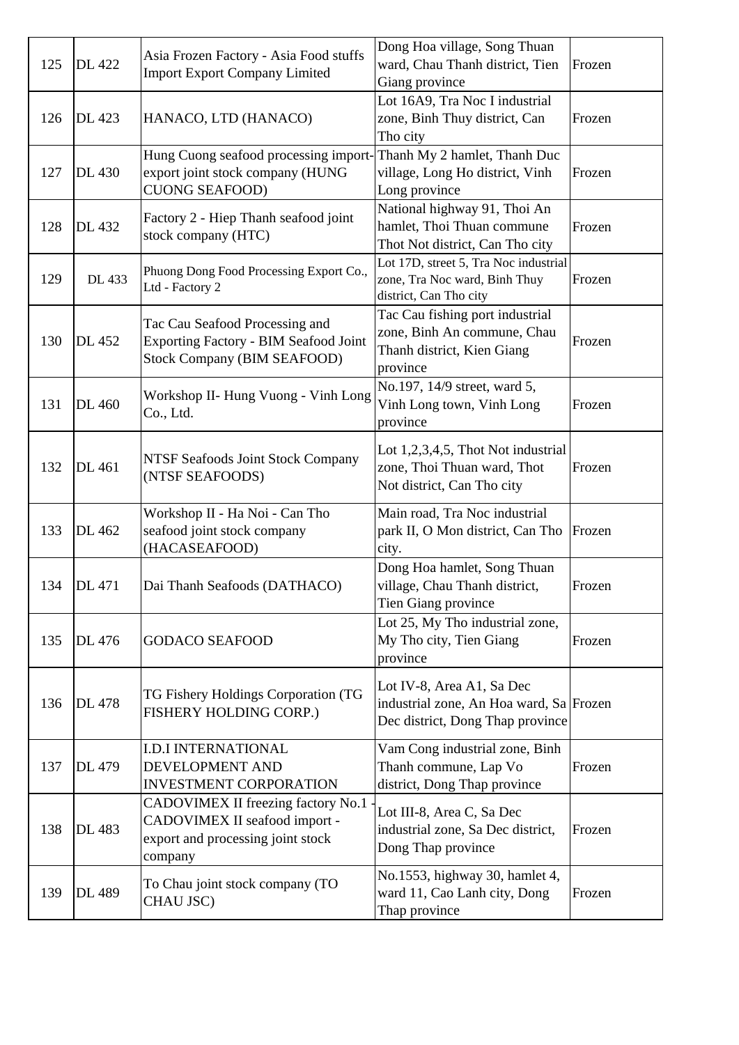| | | | | |
|---|---|---|---|---|
| 125 | DL 422 | Asia Frozen Factory - Asia Food stuffs Import Export Company Limited | Dong Hoa village, Song Thuan ward, Chau Thanh district, Tien Giang province | Frozen |
| 126 | DL 423 | HANACO, LTD (HANACO) | Lot 16A9, Tra Noc I industrial zone, Binh Thuy district, Can Tho city | Frozen |
| 127 | DL 430 | Hung Cuong seafood processing import-export joint stock company (HUNG CUONG SEAFOOD) | Thanh My 2 hamlet, Thanh Duc village, Long Ho district, Vinh Long province | Frozen |
| 128 | DL 432 | Factory 2 - Hiep Thanh seafood joint stock company (HTC) | National highway 91, Thoi An hamlet, Thoi Thuan commune Thot Not district, Can Tho city | Frozen |
| 129 | DL 433 | Phuong Dong Food Processing Export Co., Ltd - Factory 2 | Lot 17D, street 5, Tra Noc industrial zone, Tra Noc ward, Binh Thuy district, Can Tho city | Frozen |
| 130 | DL 452 | Tac Cau Seafood Processing and Exporting Factory - BIM Seafood Joint Stock Company (BIM SEAFOOD) | Tac Cau fishing port industrial zone, Binh An commune, Chau Thanh district, Kien Giang province | Frozen |
| 131 | DL 460 | Workshop II- Hung Vuong - Vinh Long Co., Ltd. | No.197, 14/9 street, ward 5, Vinh Long town, Vinh Long province | Frozen |
| 132 | DL 461 | NTSF Seafoods Joint Stock Company (NTSF SEAFOODS) | Lot 1,2,3,4,5, Thot Not industrial zone, Thoi Thuan ward, Thot Not district, Can Tho city | Frozen |
| 133 | DL 462 | Workshop II - Ha Noi - Can Tho seafood joint stock company (HACASEAFOOD) | Main road, Tra Noc industrial park II, O Mon district, Can Tho city. | Frozen |
| 134 | DL 471 | Dai Thanh Seafoods (DATHACO) | Dong Hoa hamlet, Song Thuan village, Chau Thanh district, Tien Giang province | Frozen |
| 135 | DL 476 | GODACO SEAFOOD | Lot 25, My Tho industrial zone, My Tho city, Tien Giang province | Frozen |
| 136 | DL 478 | TG Fishery Holdings Corporation (TG FISHERY HOLDING CORP.) | Lot IV-8, Area A1, Sa Dec industrial zone, An Hoa ward, Sa Dec district, Dong Thap province | Frozen |
| 137 | DL 479 | I.D.I INTERNATIONAL DEVELOPMENT AND INVESTMENT CORPORATION | Vam Cong industrial zone, Binh Thanh commune, Lap Vo district, Dong Thap province | Frozen |
| 138 | DL 483 | CADOVIMEX II freezing factory No.1 - CADOVIMEX II seafood import - export and processing joint stock company | Lot III-8, Area C, Sa Dec industrial zone, Sa Dec district, Dong Thap province | Frozen |
| 139 | DL 489 | To Chau joint stock company (TO CHAU JSC) | No.1553, highway 30, hamlet 4, ward 11, Cao Lanh city, Dong Thap province | Frozen |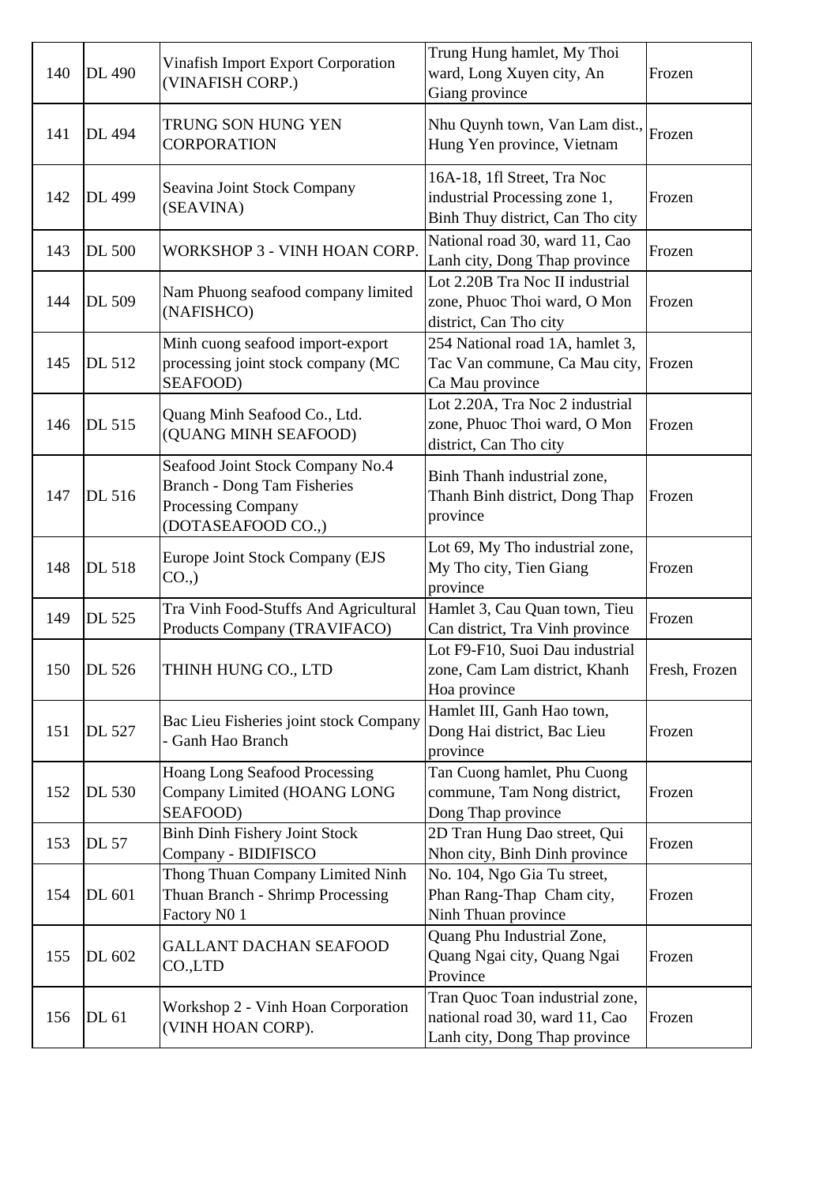| 140 | DL 490 | Vinafish Import Export Corporation (VINAFISH CORP.) | Trung Hung hamlet, My Thoi ward, Long Xuyen city, An Giang province | Frozen |
|---|---|---|---|---|
| 141 | DL 494 | TRUNG SON HUNG YEN CORPORATION | Nhu Quynh town, Van Lam dist., Hung Yen province, Vietnam | Frozen |
| 142 | DL 499 | Seavina Joint Stock Company (SEAVINA) | 16A-18, 1fl Street, Tra Noc industrial Processing zone 1, Binh Thuy district, Can Tho city | Frozen |
| 143 | DL 500 | WORKSHOP 3 - VINH HOAN CORP. | National road 30, ward 11, Cao Lanh city, Dong Thap province | Frozen |
| 144 | DL 509 | Nam Phuong seafood company limited (NAFISHCO) | Lot 2.20B Tra Noc II industrial zone, Phuoc Thoi ward, O Mon district, Can Tho city | Frozen |
| 145 | DL 512 | Minh cuong seafood import-export processing joint stock company (MC SEAFOOD) | 254 National road 1A, hamlet 3, Tac Van commune, Ca Mau city, Ca Mau province | Frozen |
| 146 | DL 515 | Quang Minh Seafood Co., Ltd. (QUANG MINH SEAFOOD) | Lot 2.20A, Tra Noc 2 industrial zone, Phuoc Thoi ward, O Mon district, Can Tho city | Frozen |
| 147 | DL 516 | Seafood Joint Stock Company No.4 Branch - Dong Tam Fisheries Processing Company (DOTASEAFOOD CO.,) | Binh Thanh industrial zone, Thanh Binh district, Dong Thap province | Frozen |
| 148 | DL 518 | Europe Joint Stock Company (EJS CO.,) | Lot 69, My Tho industrial zone, My Tho city, Tien Giang province | Frozen |
| 149 | DL 525 | Tra Vinh Food-Stuffs And Agricultural Products Company (TRAVIFACO) | Hamlet 3, Cau Quan town, Tieu Can district, Tra Vinh province | Frozen |
| 150 | DL 526 | THINH HUNG CO., LTD | Lot F9-F10, Suoi Dau industrial zone, Cam Lam district, Khanh Hoa province | Fresh, Frozen |
| 151 | DL 527 | Bac Lieu Fisheries joint stock Company - Ganh Hao Branch | Hamlet III, Ganh Hao town, Dong Hai district, Bac Lieu province | Frozen |
| 152 | DL 530 | Hoang Long Seafood Processing Company Limited (HOANG LONG SEAFOOD) | Tan Cuong hamlet, Phu Cuong commune, Tam Nong district, Dong Thap province | Frozen |
| 153 | DL 57 | Binh Dinh Fishery Joint Stock Company - BIDIFISCO | 2D Tran Hung Dao street, Qui Nhon city, Binh Dinh province | Frozen |
| 154 | DL 601 | Thong Thuan Company Limited Ninh Thuan Branch - Shrimp Processing Factory N0 1 | No. 104, Ngo Gia Tu street, Phan Rang-Thap Cham city, Ninh Thuan province | Frozen |
| 155 | DL 602 | GALLANT DACHAN SEAFOOD CO.,LTD | Quang Phu Industrial Zone, Quang Ngai city, Quang Ngai Province | Frozen |
| 156 | DL 61 | Workshop 2 - Vinh Hoan Corporation (VINH HOAN CORP). | Tran Quoc Toan industrial zone, national road 30, ward 11, Cao Lanh city, Dong Thap province | Frozen |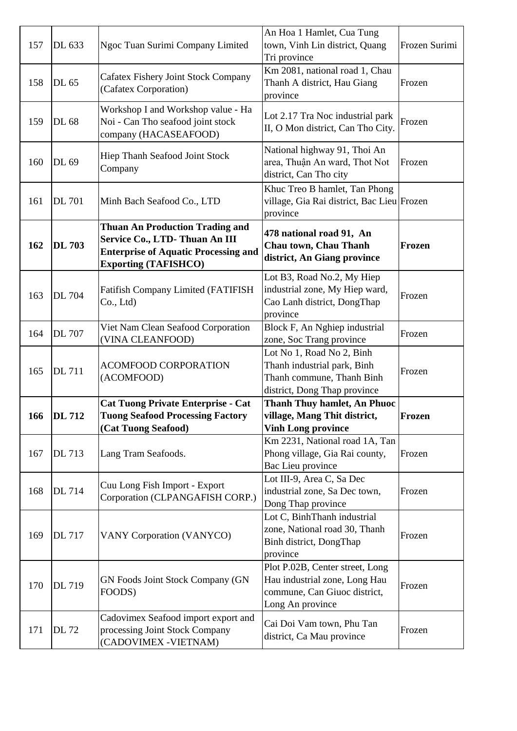| 157 | DL 633 | Ngoc Tuan Surimi Company Limited | An Hoa 1 Hamlet, Cua Tung town, Vinh Lin district, Quang Tri province | Frozen Surimi |
|---|---|---|---|---|
| 158 | DL 65 | Cafatex Fishery Joint Stock Company (Cafatex Corporation) | Km 2081, national road 1, Chau Thanh A district, Hau Giang province | Frozen |
| 159 | DL 68 | Workshop I and Workshop value - Ha Noi - Can Tho seafood joint stock company (HACASEAFOOD) | Lot 2.17 Tra Noc industrial park II, O Mon district, Can Tho City. | Frozen |
| 160 | DL 69 | Hiep Thanh Seafood Joint Stock Company | National highway 91, Thoi An area, Thuận An ward, Thot Not district, Can Tho city | Frozen |
| 161 | DL 701 | Minh Bach Seafood Co., LTD | Khuc Treo B hamlet, Tan Phong village, Gia Rai district, Bac Lieu province | Frozen |
| **162** | **DL 703** | **Thuan An Production Trading and Service Co., LTD- Thuan An III Enterprise of Aquatic Processing and Exporting (TAFISHCO)** | **478 national road 91, An Chau town, Chau Thanh district, An Giang province** | **Frozen** |
| 163 | DL 704 | Fatifish Company Limited (FATIFISH Co., Ltd) | Lot B3, Road No.2, My Hiep industrial zone, My Hiep ward, Cao Lanh district, DongThap province | Frozen |
| 164 | DL 707 | Viet Nam Clean Seafood Corporation (VINA CLEANFOOD) | Block F, An Nghiep industrial zone, Soc Trang province | Frozen |
| 165 | DL 711 | ACOMFOOD CORPORATION (ACOMFOOD) | Lot No 1, Road No 2, Binh Thanh industrial park, Binh Thanh commune, Thanh Binh district, Dong Thap province | Frozen |
| **166** | **DL 712** | **Cat Tuong Private Enterprise - Cat Tuong Seafood Processing Factory (Cat Tuong Seafood)** | **Thanh Thuy hamlet, An Phuoc village, Mang Thit district, Vinh Long province** | **Frozen** |
| 167 | DL 713 | Lang Tram Seafoods. | Km 2231, National road 1A, Tan Phong village, Gia Rai county, Bac Lieu province | Frozen |
| 168 | DL 714 | Cuu Long Fish Import - Export Corporation (CLPANGAFISH CORP.) | Lot III-9, Area C, Sa Dec industrial zone, Sa Dec town, Dong Thap province | Frozen |
| 169 | DL 717 | VANY Corporation (VANYCO) | Lot C, BinhThanh industrial zone, National road 30, Thanh Binh district, DongThap province | Frozen |
| 170 | DL 719 | GN Foods Joint Stock Company (GN FOODS) | Plot P.02B, Center street, Long Hau industrial zone, Long Hau commune, Can Giuoc district, Long An province | Frozen |
| 171 | DL 72 | Cadovimex Seafood import export and processing Joint Stock Company (CADOVIMEX -VIETNAM) | Cai Doi Vam town, Phu Tan district, Ca Mau province | Frozen |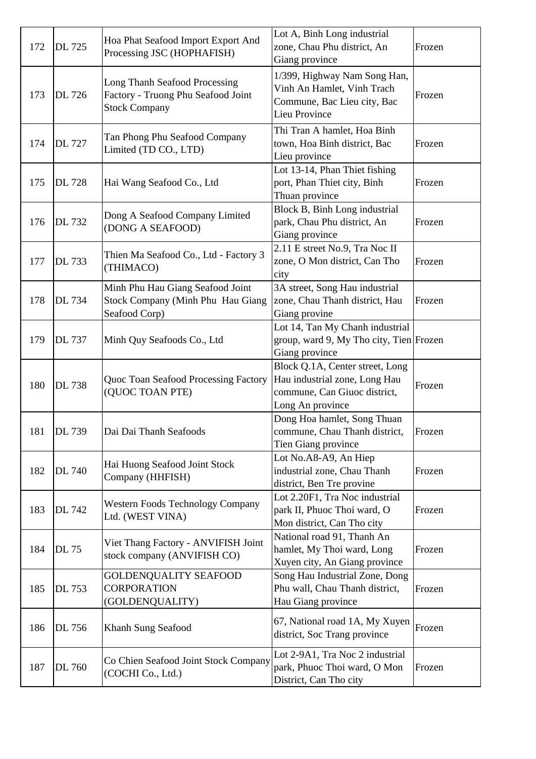| | | | | |
|---|---|---|---|---|
| 172 | DL 725 | Hoa Phat Seafood Import Export And Processing JSC (HOPHAFISH) | Lot A, Binh Long industrial zone, Chau Phu district, An Giang province | Frozen |
| 173 | DL 726 | Long Thanh Seafood Processing Factory - Truong Phu Seafood Joint Stock Company | 1/399, Highway Nam Song Han, Vinh An Hamlet, Vinh Trach Commune, Bac Lieu city, Bac Lieu Province | Frozen |
| 174 | DL 727 | Tan Phong Phu Seafood Company Limited (TD CO., LTD) | Thi Tran A hamlet, Hoa Binh town, Hoa Binh district, Bac Lieu province | Frozen |
| 175 | DL 728 | Hai Wang Seafood Co., Ltd | Lot 13-14, Phan Thiet fishing port, Phan Thiet city, Binh Thuan province | Frozen |
| 176 | DL 732 | Dong A Seafood Company Limited (DONG A SEAFOOD) | Block B, Binh Long industrial park, Chau Phu district, An Giang province | Frozen |
| 177 | DL 733 | Thien Ma Seafood Co., Ltd - Factory 3 (THIMACO) | 2.11 E street No.9, Tra Noc II zone, O Mon district, Can Tho city | Frozen |
| 178 | DL 734 | Minh Phu Hau Giang Seafood Joint Stock Company (Minh Phu Hau Giang Seafood Corp) | 3A street, Song Hau industrial zone, Chau Thanh district, Hau Giang provine | Frozen |
| 179 | DL 737 | Minh Quy Seafoods Co., Ltd | Lot 14, Tan My Chanh industrial group, ward 9, My Tho city, Tien Giang province | Frozen |
| 180 | DL 738 | Quoc Toan Seafood Processing Factory (QUOC TOAN PTE) | Block Q.1A, Center street, Long Hau industrial zone, Long Hau commune, Can Giuoc district, Long An province | Frozen |
| 181 | DL 739 | Dai Dai Thanh Seafoods | Dong Hoa hamlet, Song Thuan commune, Chau Thanh district, Tien Giang province | Frozen |
| 182 | DL 740 | Hai Huong Seafood Joint Stock Company (HHFISH) | Lot No.A8-A9, An Hiep industrial zone, Chau Thanh district, Ben Tre provine | Frozen |
| 183 | DL 742 | Western Foods Technology Company Ltd. (WEST VINA) | Lot 2.20F1, Tra Noc industrial park II, Phuoc Thoi ward, O Mon district, Can Tho city | Frozen |
| 184 | DL 75 | Viet Thang Factory - ANVIFISH Joint stock company (ANVIFISH CO) | National road 91, Thanh An hamlet, My Thoi ward, Long Xuyen city, An Giang province | Frozen |
| 185 | DL 753 | GOLDENQUALITY SEAFOOD CORPORATION (GOLDENQUALITY) | Song Hau Industrial Zone, Dong Phu wall, Chau Thanh district, Hau Giang province | Frozen |
| 186 | DL 756 | Khanh Sung Seafood | 67, National road 1A, My Xuyen district, Soc Trang province | Frozen |
| 187 | DL 760 | Co Chien Seafood Joint Stock Company (COCHI Co., Ltd.) | Lot 2-9A1, Tra Noc 2 industrial park, Phuoc Thoi ward, O Mon District, Can Tho city | Frozen |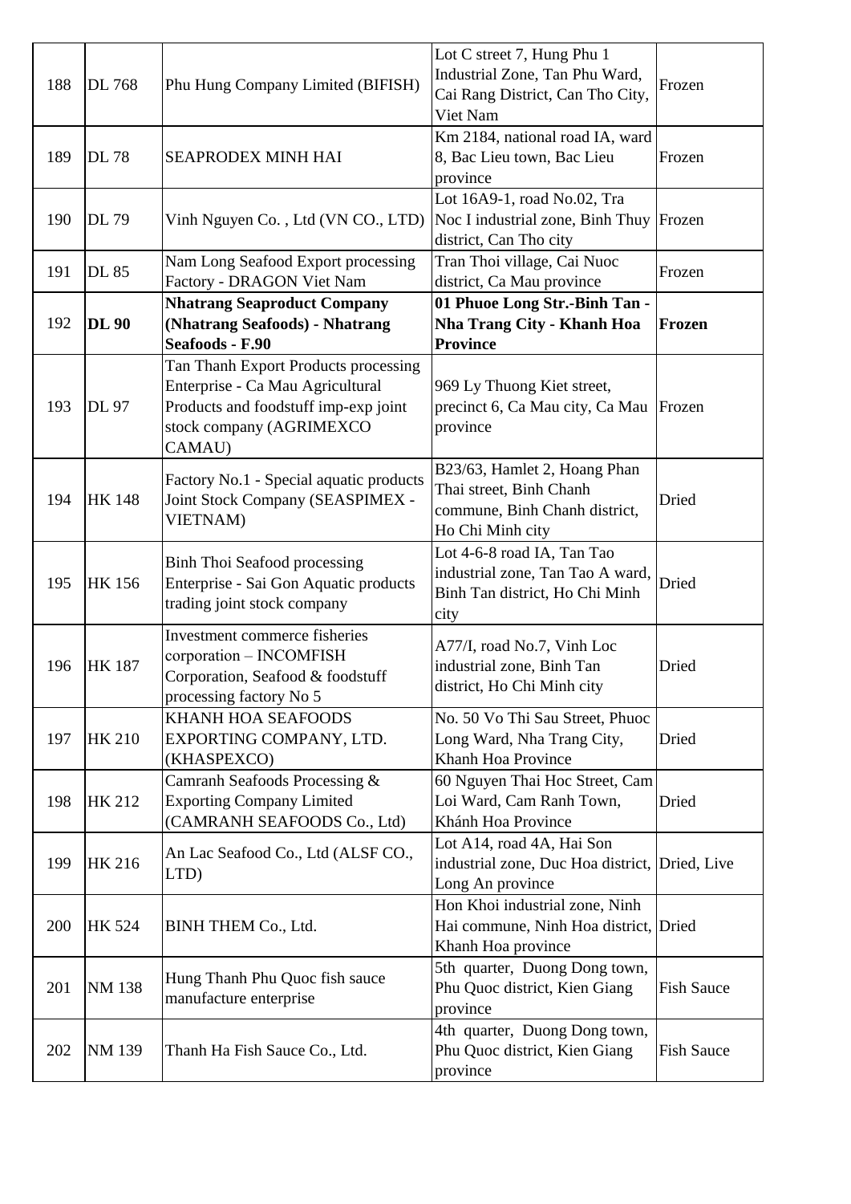| 188 | DL 768 | Phu Hung Company Limited (BIFISH) | Lot C street 7, Hung Phu 1 Industrial Zone, Tan Phu Ward, Cai Rang District, Can Tho City, Viet Nam | Frozen |
|---|---|---|---|---|
| 189 | DL 78 | SEAPRODEX MINH HAI | Km 2184, national road IA, ward 8, Bac Lieu town, Bac Lieu province | Frozen |
| 190 | DL 79 | Vinh Nguyen Co. , Ltd (VN CO., LTD) | Lot 16A9-1, road No.02, Tra Noc I industrial zone, Binh Thuy district, Can Tho city | Frozen |
| 191 | DL 85 | Nam Long Seafood Export processing Factory - DRAGON Viet Nam | Tran Thoi village, Cai Nuoc district, Ca Mau province | Frozen |
| 192 | **DL 90** | **Nhatrang Seaproduct Company (Nhatrang Seafoods) - Nhatrang Seafoods - F.90** | **01 Phuoe Long Str.-Binh Tan - Nha Trang City - Khanh Hoa Province** | **Frozen** |
| 193 | DL 97 | Tan Thanh Export Products processing Enterprise - Ca Mau Agricultural Products and foodstuff imp-exp joint stock company (AGRIMEXCO CAMAU) | 969 Ly Thuong Kiet street, precinct 6, Ca Mau city, Ca Mau province | Frozen |
| 194 | HK 148 | Factory No.1 - Special aquatic products Joint Stock Company (SEASPIMEX - VIETNAM) | B23/63, Hamlet 2, Hoang Phan Thai street, Binh Chanh commune, Binh Chanh district, Ho Chi Minh city | Dried |
| 195 | HK 156 | Binh Thoi Seafood processing Enterprise - Sai Gon Aquatic products trading joint stock company | Lot 4-6-8 road IA, Tan Tao industrial zone, Tan Tao A ward, Binh Tan district, Ho Chi Minh city | Dried |
| 196 | HK 187 | Investment commerce fisheries corporation – INCOMFISH Corporation, Seafood & foodstuff processing factory No 5 | A77/I, road No.7, Vinh Loc industrial zone, Binh Tan district, Ho Chi Minh city | Dried |
| 197 | HK 210 | KHANH HOA SEAFOODS EXPORTING COMPANY, LTD. (KHASPEXCO) | No. 50 Vo Thi Sau Street, Phuoc Long Ward, Nha Trang City, Khanh Hoa Province | Dried |
| 198 | HK 212 | Camranh Seafoods Processing & Exporting Company Limited (CAMRANH SEAFOODS Co., Ltd) | 60 Nguyen Thai Hoc Street, Cam Loi Ward, Cam Ranh Town, Khánh Hoa Province | Dried |
| 199 | HK 216 | An Lac Seafood Co., Ltd (ALSF CO., LTD) | Lot A14, road 4A, Hai Son industrial zone, Duc Hoa district, Long An province | Dried, Live |
| 200 | HK 524 | BINH THEM Co., Ltd. | Hon Khoi industrial zone, Ninh Hai commune, Ninh Hoa district, Khanh Hoa province | Dried |
| 201 | NM 138 | Hung Thanh Phu Quoc fish sauce manufacture enterprise | 5th quarter, Duong Dong town, Phu Quoc district, Kien Giang province | Fish Sauce |
| 202 | NM 139 | Thanh Ha Fish Sauce Co., Ltd. | 4th quarter, Duong Dong town, Phu Quoc district, Kien Giang province | Fish Sauce |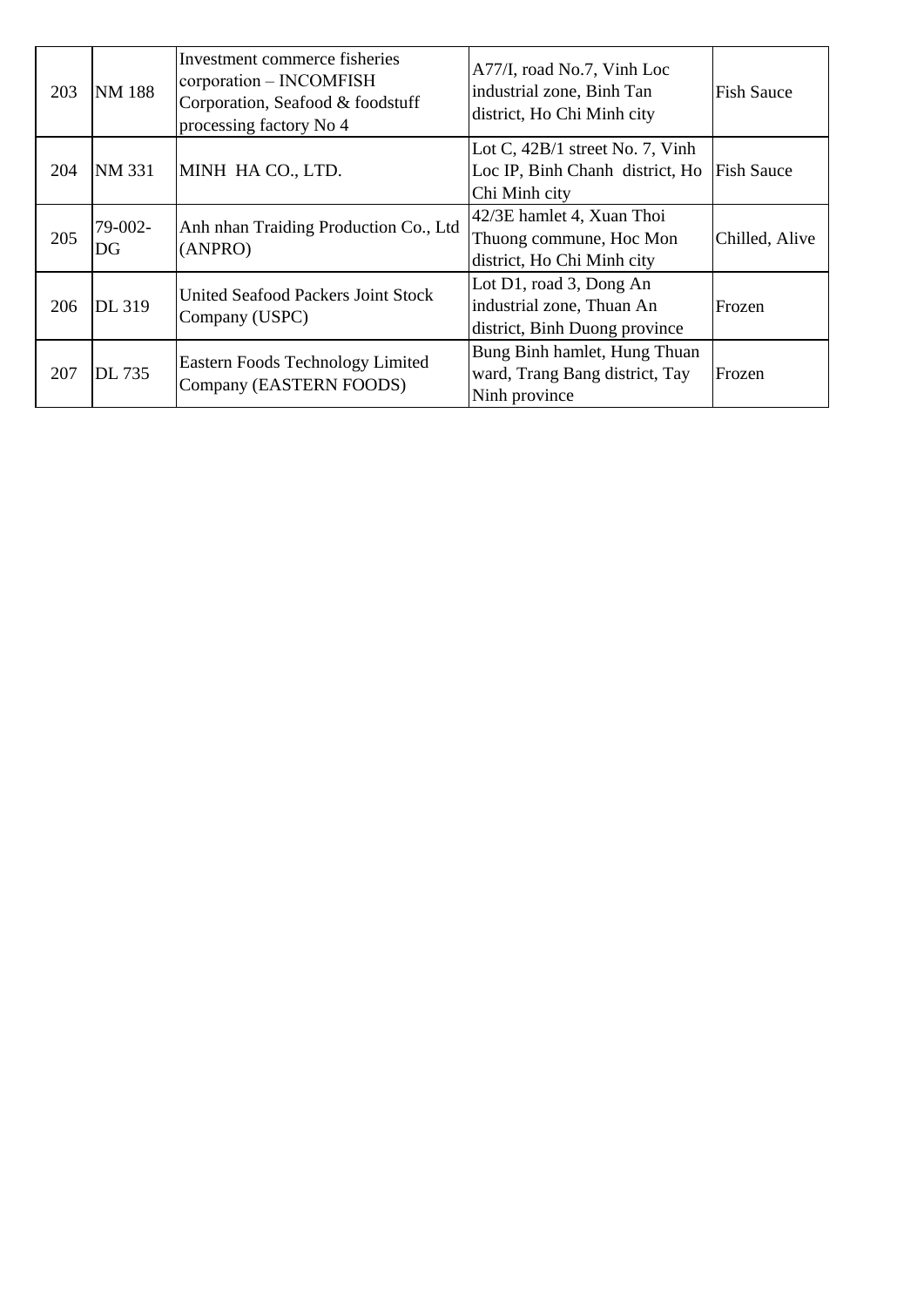| 203 | NM 188 | Investment commerce fisheries corporation – INCOMFISH Corporation, Seafood & foodstuff processing factory No 4 | A77/I, road No.7, Vinh Loc industrial zone, Binh Tan district, Ho Chi Minh city | Fish Sauce |
|---|---|---|---|---|
| 204 | NM 331 | MINH HA CO., LTD. | Lot C, 42B/1 street No. 7, Vinh Loc IP, Binh Chanh district, Ho Chi Minh city | Fish Sauce |
| 205 | 79-002-DG | Anh nhan Traiding Production Co., Ltd (ANPRO) | 42/3E hamlet 4, Xuan Thoi Thuong commune, Hoc Mon district, Ho Chi Minh city | Chilled, Alive |
| 206 | DL 319 | United Seafood Packers Joint Stock Company (USPC) | Lot D1, road 3, Dong An industrial zone, Thuan An district, Binh Duong province | Frozen |
| 207 | DL 735 | Eastern Foods Technology Limited Company (EASTERN FOODS) | Bung Binh hamlet, Hung Thuan ward, Trang Bang district, Tay Ninh province | Frozen |